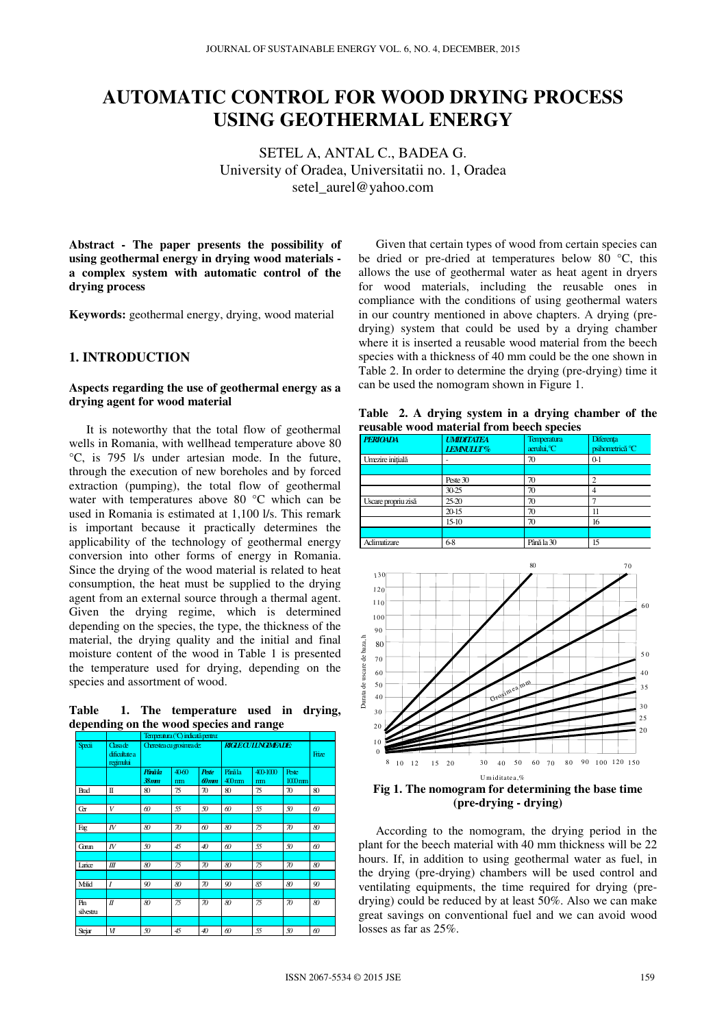# AUTOMATIC CONTROL FOR WOOD DRYING PROCESS USING GEOTHERMAL ENERGY

SETEL A, ANTAL C., BADEA G.
University of Oradea, Universitatii no. 1, Oradea
setel_aurel@yahoo.com

**Abstract - The paper presents the possibility of using geothermal energy in drying wood materials - a complex system with automatic control of the drying process**

**Keywords:** geothermal energy, drying, wood material

## 1. INTRODUCTION

### Aspects regarding the use of geothermal energy as a drying agent for wood material

It is noteworthy that the total flow of geothermal wells in Romania, with wellhead temperature above 80 °C, is 795 l/s under artesian mode. In the future, through the execution of new boreholes and by forced extraction (pumping), the total flow of geothermal water with temperatures above 80 °C which can be used in Romania is estimated at 1,100 l/s. This remark is important because it practically determines the applicability of the technology of geothermal energy conversion into other forms of energy in Romania. Since the drying of the wood material is related to heat consumption, the heat must be supplied to the drying agent from an external source through a thermal agent. Given the drying regime, which is determined depending on the species, the type, the thickness of the material, the drying quality and the initial and final moisture content of the wood in Table 1 is presented the temperature used for drying, depending on the species and assortment of wood.

**Table 1. The temperature used in drying, depending on the wood species and range**

| Specii | Clasa de dificultate a regimului | Temperatura (°C) indicată pentru: | | | | | | |
|---|---|---|---|---|---|---|---|---|
| | | Cherestea cu grosimea de: | | | RIGLE CU LUNGIMEA DE: | | | Frize |
| | | Până la 38 mm | 40-60 mm | Peste 60 mm | Până la 400 mm | 400-1000 mm | Peste 1000 mm | |
| Brad | II | 80 | 75 | 70 | 80 | 75 | 70 | 80 |
| Cer | V | 60 | 55 | 50 | 60 | 55 | 50 | 60 |
| Fag | IV | 80 | 70 | 60 | 80 | 75 | 70 | 80 |
| Gorun | IV | 50 | 45 | 40 | 60 | 55 | 50 | 60 |
| Larice | III | 80 | 75 | 70 | 80 | 75 | 70 | 80 |
| Molid | I | 90 | 80 | 70 | 90 | 85 | 80 | 90 |
| Pin silvestru | II | 80 | 75 | 70 | 80 | 75 | 70 | 80 |
| Stejar | VI | 50 | 45 | 40 | 60 | 55 | 50 | 60 |

Given that certain types of wood from certain species can be dried or pre-dried at temperatures below 80 °C, this allows the use of geothermal water as heat agent in dryers for wood materials, including the reusable ones in compliance with the conditions of using geothermal waters in our country mentioned in above chapters. A drying (pre-drying) system that could be used by a drying chamber where it is inserted a reusable wood material from the beech species with a thickness of 40 mm could be the one shown in Table 2. In order to determine the drying (pre-drying) time it can be used the nomogram shown in Figure 1.

**Table 2. A drying system in a drying chamber of the reusable wood material from beech species**

| PERIOADA | UMIDITATEA LEMNULUI % | Temperatura aerului, °C | Diferența psihometrică °C |
|---|---|---|---|
| Umezire inițială | - | 70 | 0-1 |
| | Peste 30 | 70 | 2 |
| | 30-25 | 70 | 4 |
| Uscare propriu zisă | 25-20 | 70 | 7 |
| | 20-15 | 70 | 11 |
| | 15-10 | 70 | 16 |
| Aclimatizare | 6-8 | Până la 30 | 15 |

**Fig 1. The nomogram for determining the base time (pre-drying - drying)**

According to the nomogram, the drying period in the plant for the beech material with 40 mm thickness will be 22 hours. If, in addition to using geothermal water as fuel, in the drying (pre-drying) chambers will be used control and ventilating equipments, the time required for drying (pre-drying) could be reduced by at least 50%. Also we can make great savings on conventional fuel and we can avoid wood losses as far as 25%.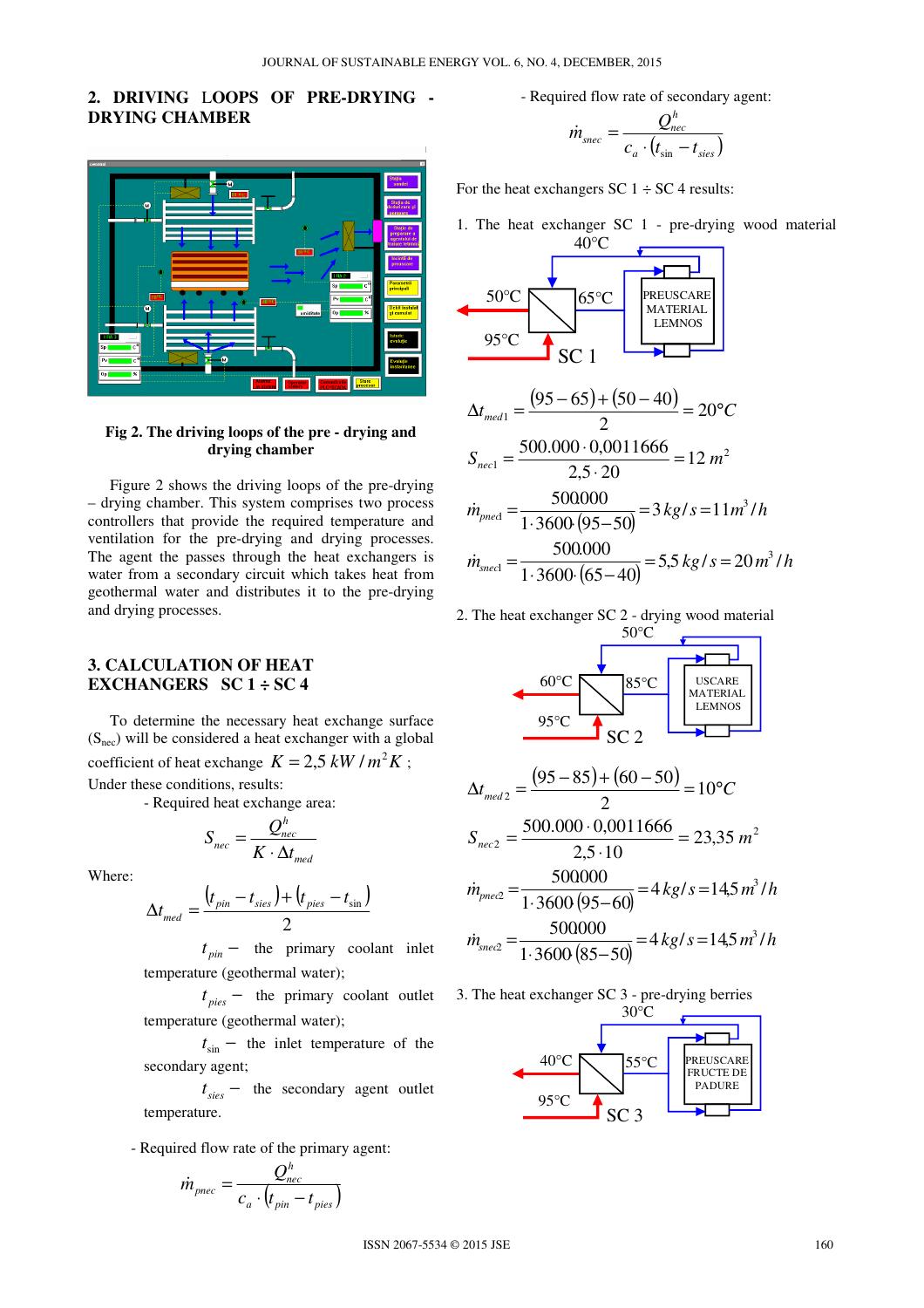## 2. DRIVING LOOPS OF PRE-DRYING - DRYING CHAMBER

**Fig 2. The driving loops of the pre - drying and drying chamber**

Figure 2 shows the driving loops of the pre-drying – drying chamber. This system comprises two process controllers that provide the required temperature and ventilation for the pre-drying and drying processes. The agent the passes through the heat exchangers is water from a secondary circuit which takes heat from geothermal water and distributes it to the pre-drying and drying processes.

## 3. CALCULATION OF HEAT EXCHANGERS SC 1 ÷ SC 4

To determine the necessary heat exchange surface ($S_{nec}$) will be considered a heat exchanger with a global coefficient of heat exchange $K = 2{,}5\ kW/m^2K$ ;

Under these conditions, results:

- Required heat exchange area:

$$S_{nec} = \frac{Q_{nec}^{h}}{K \cdot \Delta t_{med}}$$

Where:

$$\Delta t_{med} = \frac{(t_{pin} - t_{sies}) + (t_{pies} - t_{\sin})}{2}$$

$t_{pin}$ – the primary coolant inlet temperature (geothermal water);

$t_{pies}$ – the primary coolant outlet temperature (geothermal water);

$t_{\sin}$ – the inlet temperature of the secondary agent;

$t_{sies}$ – the secondary agent outlet temperature.

- Required flow rate of the primary agent:

$$\dot{m}_{pnec} = \frac{Q_{nec}^{h}}{c_a \cdot (t_{pin} - t_{pies})}$$

- Required flow rate of secondary agent:

$$\dot{m}_{snec} = \frac{Q_{nec}^{h}}{c_a \cdot (t_{\sin} - t_{sies})}$$

For the heat exchangers SC 1 ÷ SC 4 results:

1. The heat exchanger SC 1 - pre-drying wood material

40°C

50°C | 65°C | PREUSCARE MATERIAL LEMNOS

95°C | SC 1

$$\Delta t_{med1} = \frac{(95-65)+(50-40)}{2} = 20°C$$

$$S_{nec1} = \frac{500.000 \cdot 0{,}0011666}{2{,}5 \cdot 20} = 12\ m^2$$

$$\dot{m}_{pnec} = \frac{500.000}{1 \cdot 3600 \cdot (95-50)} = 3\ kg/s = 11\ m^3/h$$

$$\dot{m}_{snec1} = \frac{500.000}{1 \cdot 3600 \cdot (65-40)} = 5{,}5\ kg/s = 20\ m^3/h$$

2. The heat exchanger SC 2 - drying wood material

50°C

60°C | 85°C | USCARE MATERIAL LEMNOS

95°C | SC 2

$$\Delta t_{med2} = \frac{(95-85)+(60-50)}{2} = 10°C$$

$$S_{nec2} = \frac{500.000 \cdot 0{,}0011666}{2{,}5 \cdot 10} = 23{,}35\ m^2$$

$$\dot{m}_{pnec2} = \frac{500000}{1 \cdot 3600 \cdot (95-60)} = 4\ kg/s = 14{,}5\ m^3/h$$

$$\dot{m}_{snec2} = \frac{500000}{1 \cdot 3600 \cdot (85-50)} = 4\ kg/s = 14{,}5\ m^3/h$$

3. The heat exchanger SC 3 - pre-drying berries

30°C

40°C | 55°C | PREUSCARE FRUCTE DE PADURE

95°C | SC 3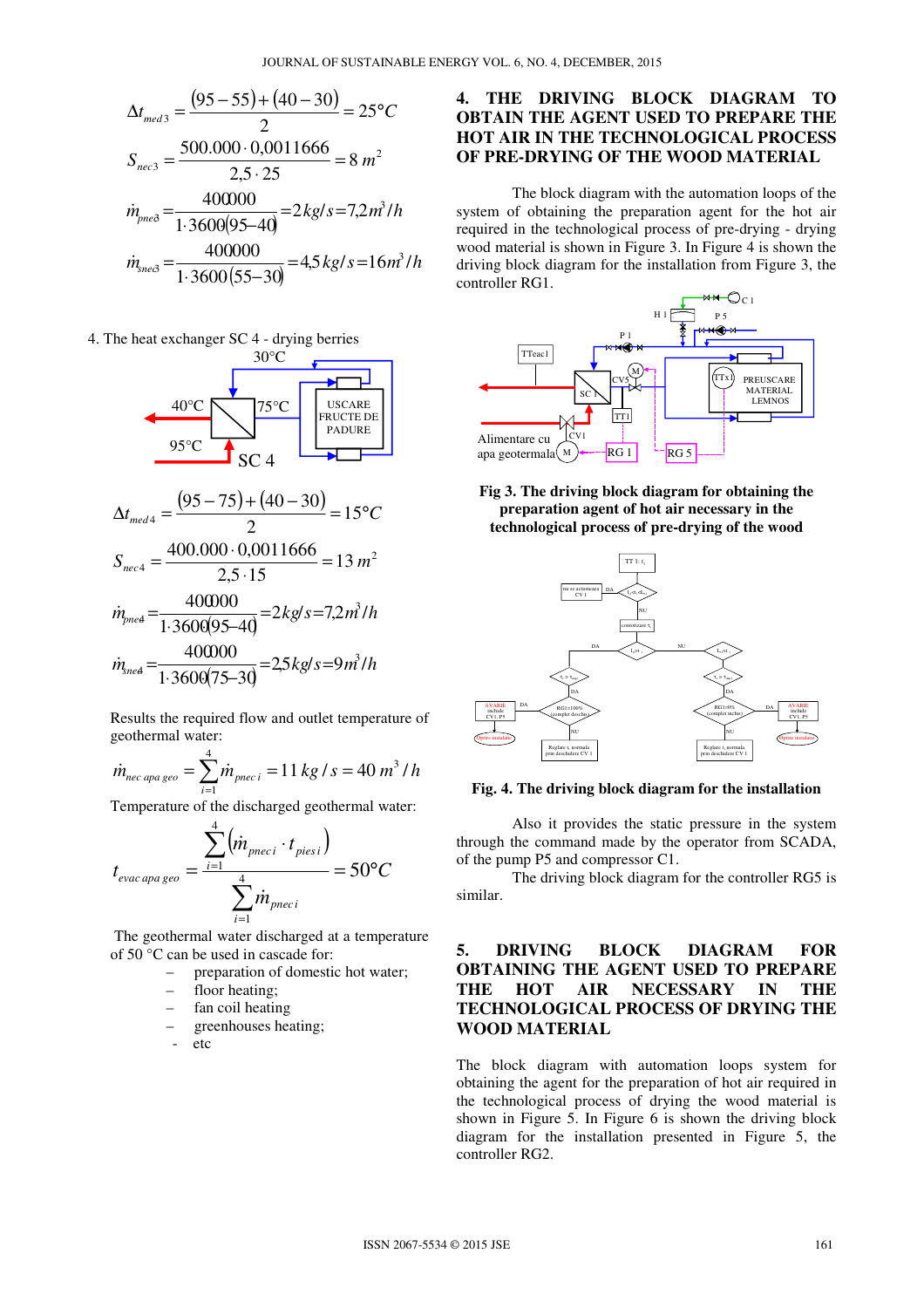$$\Delta t_{med3} = \frac{(95-55)+(40-30)}{2} = 25°C$$

$$S_{nec3} = \frac{500.000 \cdot 0{,}0011666}{2{,}5 \cdot 25} = 8\ m^2$$

$$\dot{m}_{pnec3} = \frac{400000}{1 \cdot 3600(95-40)} = 2\,kg/s = 7{,}2\,m^3/h$$

$$\dot{m}_{snec3} = \frac{400000}{1 \cdot 3600(55-30)} = 4{,}5\,kg/s = 16\,m^3/h$$

4. The heat exchanger SC 4 - drying berries

30°C, 40°C, 75°C, 95°C, SC 4, USCARE FRUCTE DE PADURE

$$\Delta t_{med4} = \frac{(95-75)+(40-30)}{2} = 15°C$$

$$S_{nec4} = \frac{400.000 \cdot 0{,}0011666}{2{,}5 \cdot 15} = 13\ m^2$$

$$\dot{m}_{pnec4} = \frac{400000}{1 \cdot 3600(95-40)} = 2\,kg/s = 7{,}2\,m^3/h$$

$$\dot{m}_{snec4} = \frac{400000}{1 \cdot 3600(75-30)} = 2{,}5\,kg/s = 9\,m^3/h$$

Results the required flow and outlet temperature of geothermal water:

$$\dot{m}_{nec\ apa\ geo} = \sum_{i=1}^{4} \dot{m}_{pnec\ i} = 11\ kg/s = 40\ m^3/h$$

Temperature of the discharged geothermal water:

$$t_{evac\ apa\ geo} = \frac{\sum_{i=1}^{4} \left(\dot{m}_{pnec\ i} \cdot t_{pies\ i}\right)}{\sum_{i=1}^{4} \dot{m}_{pnec\ i}} = 50°C$$

The geothermal water discharged at a temperature of 50 °C can be used in cascade for:

- preparation of domestic hot water;
- floor heating;
- fan coil heating
- greenhouses heating;
- etc

## 4. THE DRIVING BLOCK DIAGRAM TO OBTAIN THE AGENT USED TO PREPARE THE HOT AIR IN THE TECHNOLOGICAL PROCESS OF PRE-DRYING OF THE WOOD MATERIAL

The block diagram with the automation loops of the system of obtaining the preparation agent for the hot air required in the technological process of pre-drying - drying wood material is shown in Figure 3. In Figure 4 is shown the driving block diagram for the installation from Figure 3, the controller RG1.

**Fig 3. The driving block diagram for obtaining the preparation agent of hot air necessary in the technological process of pre-drying of the wood**

**Fig. 4. The driving block diagram for the installation**

Also it provides the static pressure in the system through the command made by the operator from SCADA, of the pump P5 and compressor C1.

The driving block diagram for the controller RG5 is similar.

## 5. DRIVING BLOCK DIAGRAM FOR OBTAINING THE AGENT USED TO PREPARE THE HOT AIR NECESSARY IN THE TECHNOLOGICAL PROCESS OF DRYING THE WOOD MATERIAL

The block diagram with automation loops system for obtaining the agent for the preparation of hot air required in the technological process of drying the wood material is shown in Figure 5. In Figure 6 is shown the driving block diagram for the installation presented in Figure 5, the controller RG2.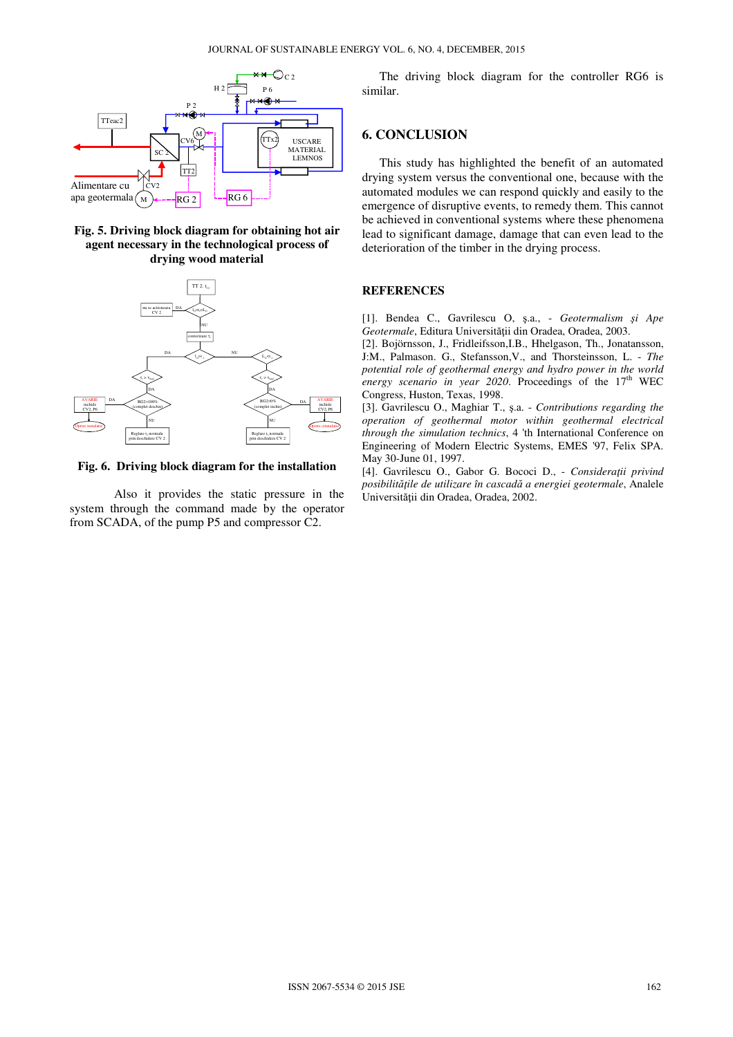TTeac2

H 2

C 2

P 6

P 2

SC 2

CV6

M

TTx2

USCARE MATERIAL LEMNOS

TT2

Alimentare cu apa geotermala

CV2

M

RG 2

RG 6

**Fig. 5. Driving block diagram for obtaining hot air agent necessary in the technological process of drying wood material**

**Fig. 6. Driving block diagram for the installation**

Also it provides the static pressure in the system through the command made by the operator from SCADA, of the pump P5 and compressor C2.

The driving block diagram for the controller RG6 is similar.

## 6. CONCLUSION

This study has highlighted the benefit of an automated drying system versus the conventional one, because with the automated modules we can respond quickly and easily to the emergence of disruptive events, to remedy them. This cannot be achieved in conventional systems where these phenomena lead to significant damage, damage that can even lead to the deterioration of the timber in the drying process.

## REFERENCES

[1]. Bendea C., Gavrilescu O, ş.a., - *Geotermalism şi Ape Geotermale*, Editura Universităţii din Oradea, Oradea, 2003.

[2]. Bojörnsson, J., Fridleifsson,I.B., Hhelgason, Th., Jonatansson, J:M., Palmason. G., Stefansson,V., and Thorsteinsson, L. - *The potential role of geothermal energy and hydro power in the world energy scenario in year 2020*. Proceedings of the 17th WEC Congress, Huston, Texas, 1998.

[3]. Gavrilescu O., Maghiar T., ş.a. - *Contributions regarding the operation of geothermal motor within geothermal electrical through the simulation technics*, 4 'th International Conference on Engineering of Modern Electric Systems, EMES '97, Felix SPA. May 30-June 01, 1997.

[4]. Gavrilescu O., Gabor G. Bococi D., - *Consideraţii privind posibilităţile de utilizare în cascadă a energiei geotermale*, Analele Universităţii din Oradea, Oradea, 2002.